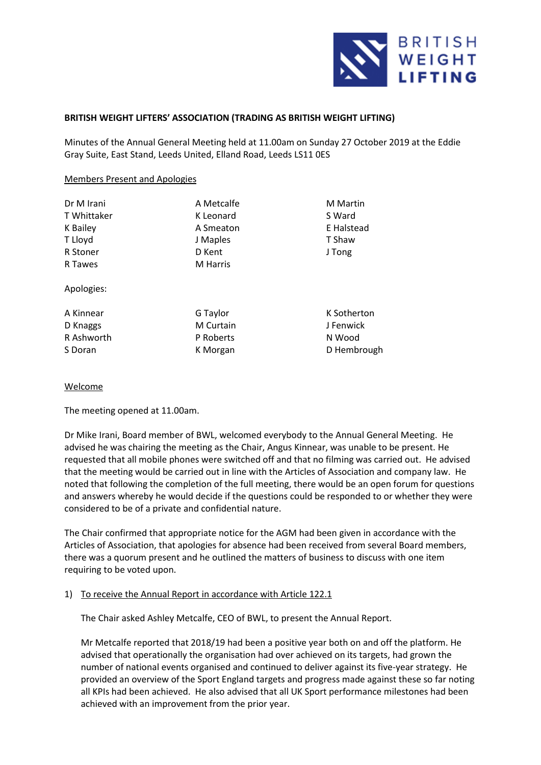**BRITISH WEIGHT LIFTERS' ASSOCIATION (TRADING AS BRITISH WEIGHT LIFTING)**

Minutes of the Annual General Meeting held at 11.00am on Sunday 27 October 2019 at the Eddie Gray Suite, East Stand, Leeds United, Elland Road, Leeds LS11 0ES

## Members Present and Apologies

| | | |
|---|---|---|
| Dr M Irani | A Metcalfe | M Martin |
| T Whittaker | K Leonard | S Ward |
| K Bailey | A Smeaton | E Halstead |
| T Lloyd | J Maples | T Shaw |
| R Stoner | D Kent | J Tong |
| R Tawes | M Harris | |

Apologies:

| | | |
|---|---|---|
| A Kinnear | G Taylor | K Sotherton |
| D Knaggs | M Curtain | J Fenwick |
| R Ashworth | P Roberts | N Wood |
| S Doran | K Morgan | D Hembrough |

## Welcome

The meeting opened at 11.00am.

Dr Mike Irani, Board member of BWL, welcomed everybody to the Annual General Meeting. He advised he was chairing the meeting as the Chair, Angus Kinnear, was unable to be present. He requested that all mobile phones were switched off and that no filming was carried out. He advised that the meeting would be carried out in line with the Articles of Association and company law. He noted that following the completion of the full meeting, there would be an open forum for questions and answers whereby he would decide if the questions could be responded to or whether they were considered to be of a private and confidential nature.

The Chair confirmed that appropriate notice for the AGM had been given in accordance with the Articles of Association, that apologies for absence had been received from several Board members, there was a quorum present and he outlined the matters of business to discuss with one item requiring to be voted upon.

1) To receive the Annual Report in accordance with Article 122.1

   The Chair asked Ashley Metcalfe, CEO of BWL, to present the Annual Report.

   Mr Metcalfe reported that 2018/19 had been a positive year both on and off the platform. He advised that operationally the organisation had over achieved on its targets, had grown the number of national events organised and continued to deliver against its five-year strategy. He provided an overview of the Sport England targets and progress made against these so far noting all KPIs had been achieved. He also advised that all UK Sport performance milestones had been achieved with an improvement from the prior year.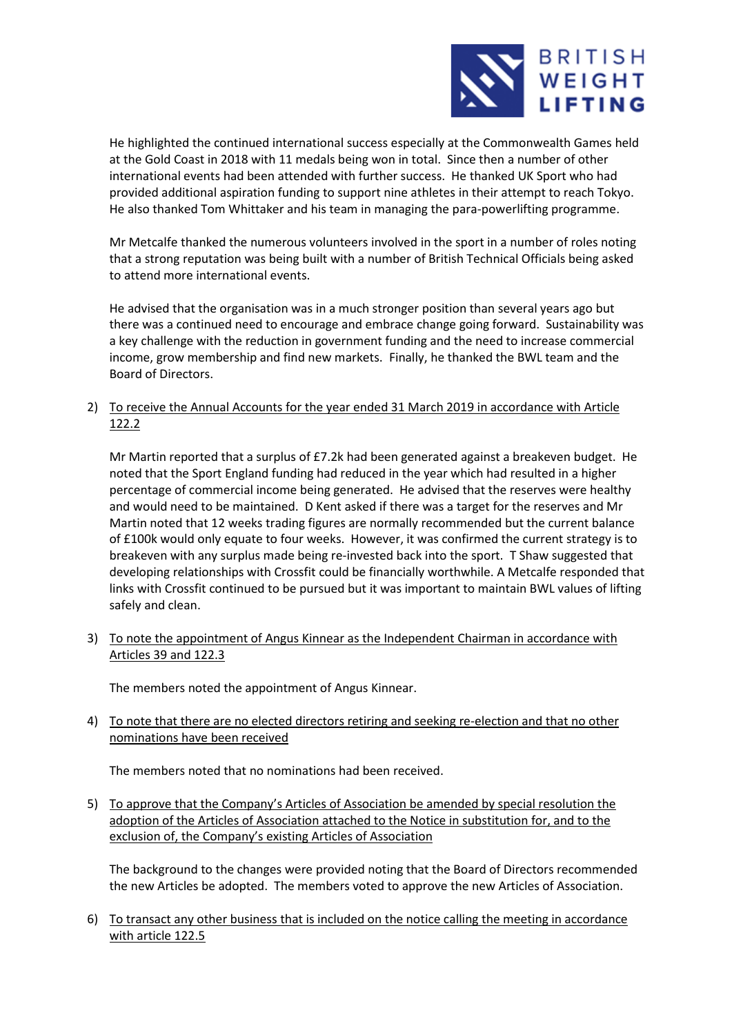He highlighted the continued international success especially at the Commonwealth Games held at the Gold Coast in 2018 with 11 medals being won in total. Since then a number of other international events had been attended with further success. He thanked UK Sport who had provided additional aspiration funding to support nine athletes in their attempt to reach Tokyo. He also thanked Tom Whittaker and his team in managing the para-powerlifting programme.

Mr Metcalfe thanked the numerous volunteers involved in the sport in a number of roles noting that a strong reputation was being built with a number of British Technical Officials being asked to attend more international events.

He advised that the organisation was in a much stronger position than several years ago but there was a continued need to encourage and embrace change going forward. Sustainability was a key challenge with the reduction in government funding and the need to increase commercial income, grow membership and find new markets. Finally, he thanked the BWL team and the Board of Directors.

2) <u>To receive the Annual Accounts for the year ended 31 March 2019 in accordance with Article 122.2</u>

   Mr Martin reported that a surplus of £7.2k had been generated against a breakeven budget. He noted that the Sport England funding had reduced in the year which had resulted in a higher percentage of commercial income being generated. He advised that the reserves were healthy and would need to be maintained. D Kent asked if there was a target for the reserves and Mr Martin noted that 12 weeks trading figures are normally recommended but the current balance of £100k would only equate to four weeks. However, it was confirmed the current strategy is to breakeven with any surplus made being re-invested back into the sport. T Shaw suggested that developing relationships with Crossfit could be financially worthwhile. A Metcalfe responded that links with Crossfit continued to be pursued but it was important to maintain BWL values of lifting safely and clean.

3) <u>To note the appointment of Angus Kinnear as the Independent Chairman in accordance with Articles 39 and 122.3</u>

   The members noted the appointment of Angus Kinnear.

4) <u>To note that there are no elected directors retiring and seeking re-election and that no other nominations have been received</u>

   The members noted that no nominations had been received.

5) <u>To approve that the Company's Articles of Association be amended by special resolution the adoption of the Articles of Association attached to the Notice in substitution for, and to the exclusion of, the Company's existing Articles of Association</u>

   The background to the changes were provided noting that the Board of Directors recommended the new Articles be adopted. The members voted to approve the new Articles of Association.

6) <u>To transact any other business that is included on the notice calling the meeting in accordance with article 122.5</u>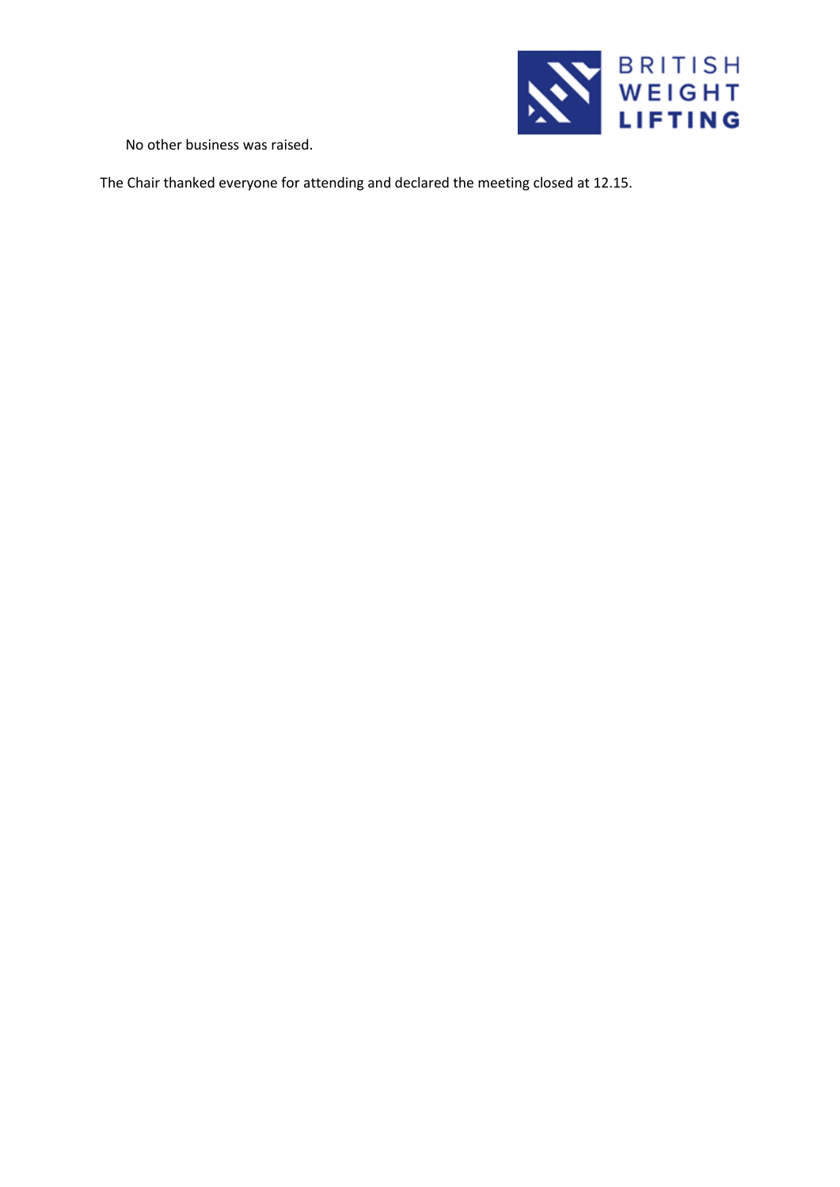No other business was raised.

The Chair thanked everyone for attending and declared the meeting closed at 12.15.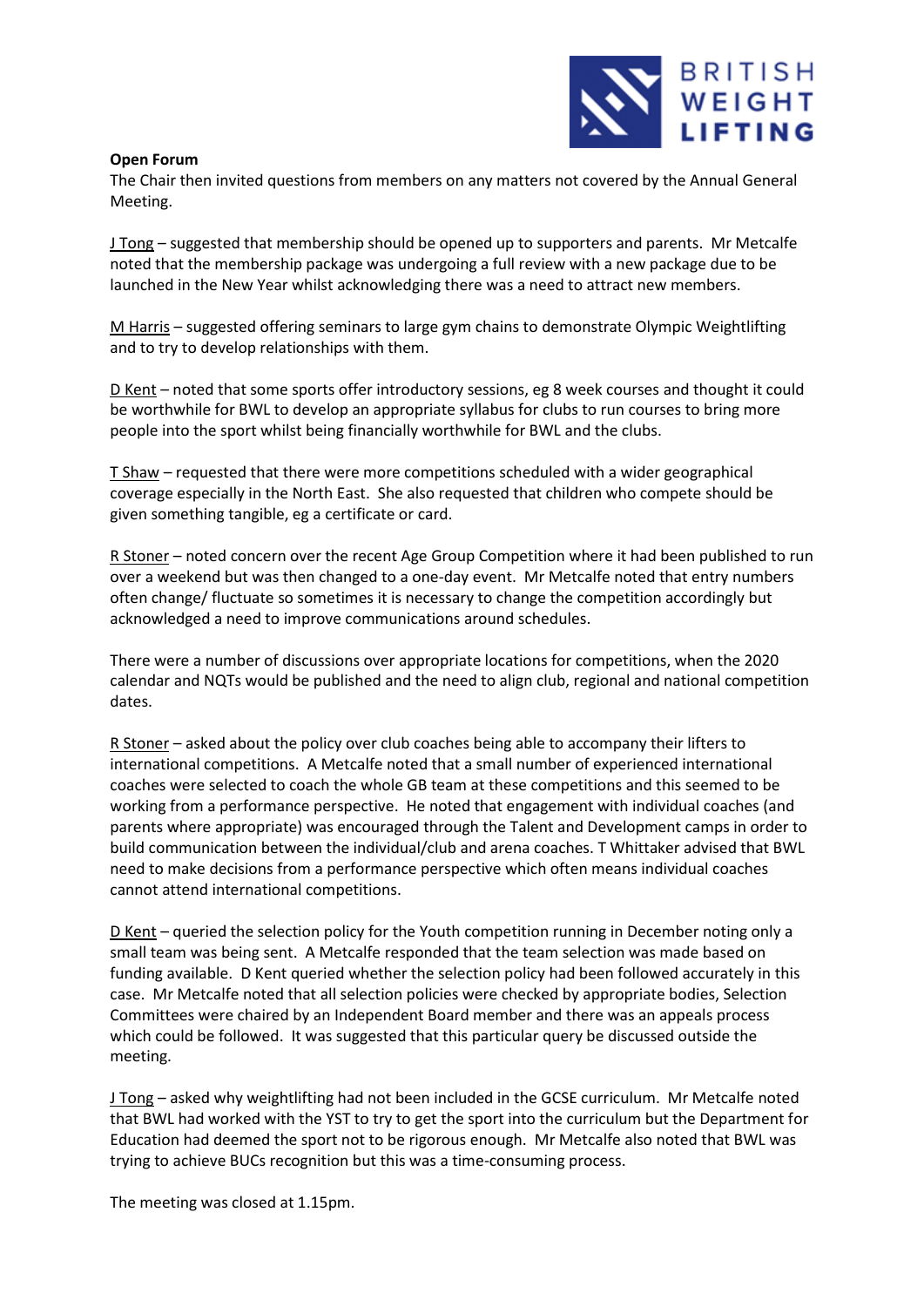**Open Forum**

The Chair then invited questions from members on any matters not covered by the Annual General Meeting.

J Tong – suggested that membership should be opened up to supporters and parents. Mr Metcalfe noted that the membership package was undergoing a full review with a new package due to be launched in the New Year whilst acknowledging there was a need to attract new members.

M Harris – suggested offering seminars to large gym chains to demonstrate Olympic Weightlifting and to try to develop relationships with them.

D Kent – noted that some sports offer introductory sessions, eg 8 week courses and thought it could be worthwhile for BWL to develop an appropriate syllabus for clubs to run courses to bring more people into the sport whilst being financially worthwhile for BWL and the clubs.

T Shaw – requested that there were more competitions scheduled with a wider geographical coverage especially in the North East. She also requested that children who compete should be given something tangible, eg a certificate or card.

R Stoner – noted concern over the recent Age Group Competition where it had been published to run over a weekend but was then changed to a one-day event. Mr Metcalfe noted that entry numbers often change/ fluctuate so sometimes it is necessary to change the competition accordingly but acknowledged a need to improve communications around schedules.

There were a number of discussions over appropriate locations for competitions, when the 2020 calendar and NQTs would be published and the need to align club, regional and national competition dates.

R Stoner – asked about the policy over club coaches being able to accompany their lifters to international competitions. A Metcalfe noted that a small number of experienced international coaches were selected to coach the whole GB team at these competitions and this seemed to be working from a performance perspective. He noted that engagement with individual coaches (and parents where appropriate) was encouraged through the Talent and Development camps in order to build communication between the individual/club and arena coaches. T Whittaker advised that BWL need to make decisions from a performance perspective which often means individual coaches cannot attend international competitions.

D Kent – queried the selection policy for the Youth competition running in December noting only a small team was being sent. A Metcalfe responded that the team selection was made based on funding available. D Kent queried whether the selection policy had been followed accurately in this case. Mr Metcalfe noted that all selection policies were checked by appropriate bodies, Selection Committees were chaired by an Independent Board member and there was an appeals process which could be followed. It was suggested that this particular query be discussed outside the meeting.

J Tong – asked why weightlifting had not been included in the GCSE curriculum. Mr Metcalfe noted that BWL had worked with the YST to try to get the sport into the curriculum but the Department for Education had deemed the sport not to be rigorous enough. Mr Metcalfe also noted that BWL was trying to achieve BUCs recognition but this was a time-consuming process.

The meeting was closed at 1.15pm.